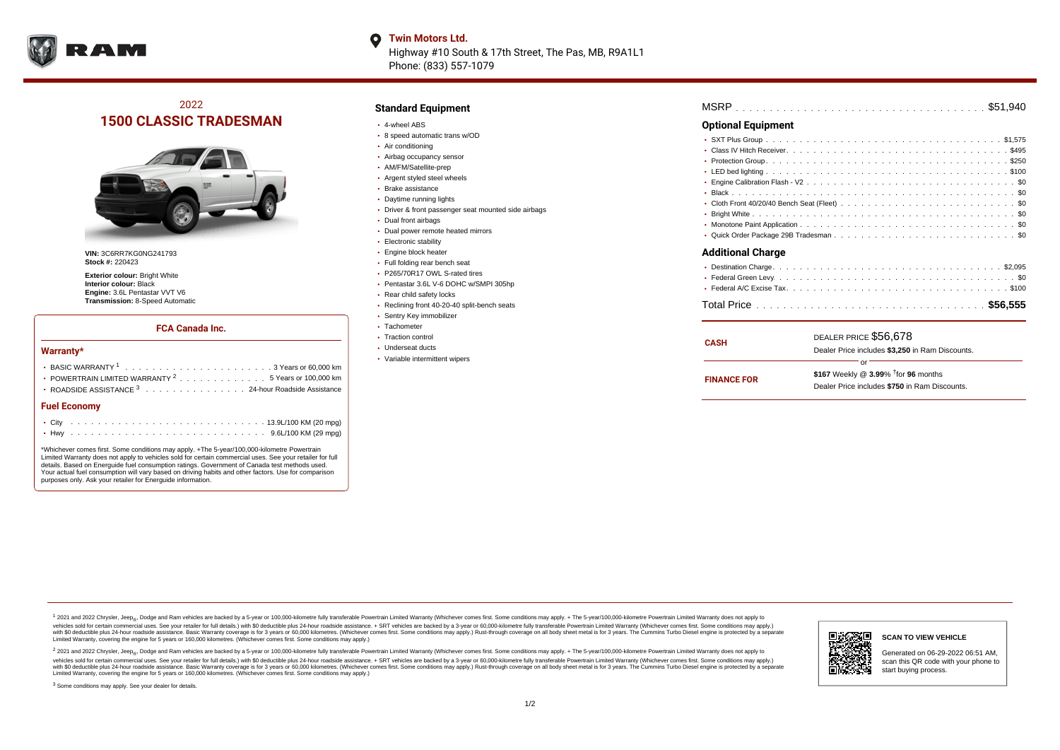**Twin Motors Ltd.**
Highway #10 South & 17th Street, The Pas, MB, R9A1L1
Phone: (833) 557-1079

## 2022
# 1500 CLASSIC TRADESMAN

**VIN:** 3C6RR7KG0NG241793
**Stock #:** 220423

**Exterior colour:** Bright White
**Interior colour:** Black
**Engine:** 3.6L Pentastar VVT V6
**Transmission:** 8-Speed Automatic

### FCA Canada Inc.

#### Warranty*

- BASIC WARRANTY [1] . . . . . 3 Years or 60,000 km
- POWERTRAIN LIMITED WARRANTY [2] . . . . . 5 Years or 100,000 km
- ROADSIDE ASSISTANCE [3] . . . . . 24-hour Roadside Assistance

#### Fuel Economy

- City . . . . . 13.9L/100 KM (20 mpg)
- Hwy . . . . . 9.6L/100 KM (29 mpg)

*Whichever comes first. Some conditions may apply. +The 5-year/100,000-kilometre Powertrain Limited Warranty does not apply to vehicles sold for certain commercial uses. See your retailer for full details. Based on Energuide fuel consumption ratings. Government of Canada test methods used. Your actual fuel consumption will vary based on driving habits and other factors. Use for comparison purposes only. Ask your retailer for Energuide information.

## Standard Equipment

- 4-wheel ABS
- 8 speed automatic trans w/OD
- Air conditioning
- Airbag occupancy sensor
- AM/FM/Satellite-prep
- Argent styled steel wheels
- Brake assistance
- Daytime running lights
- Driver & front passenger seat mounted side airbags
- Dual front airbags
- Dual power remote heated mirrors
- Electronic stability
- Engine block heater
- Full folding rear bench seat
- P265/70R17 OWL S-rated tires
- Pentastar 3.6L V-6 DOHC w/SMPI 305hp
- Rear child safety locks
- Reclining front 40-20-40 split-bench seats
- Sentry Key immobilizer
- Tachometer
- Traction control
- Underseat ducts
- Variable intermittent wipers

MSRP . . . . . $51,940

## Optional Equipment

- SXT Plus Group . . . . . $1,575
- Class IV Hitch Receiver . . . . . $495
- Protection Group . . . . . $250
- LED bed lighting . . . . . $100
- Engine Calibration Flash - V2 . . . . . $0
- Black . . . . . $0
- Cloth Front 40/20/40 Bench Seat (Fleet) . . . . . $0
- Bright White . . . . . $0
- Monotone Paint Application . . . . . $0
- Quick Order Package 29B Tradesman . . . . . $0

## Additional Charge

- Destination Charge . . . . . $2,095
- Federal Green Levy . . . . . $0
- Federal A/C Excise Tax . . . . . $100

Total Price . . . . . **$56,555**

| | |
|---|---|
| **CASH** | DEALER PRICE $56,678<br>Dealer Price includes **$3,250** in Ram Discounts. |
| | or |
| **FINANCE FOR** | **$167** Weekly @ **3.99**% †for **96** months<br>Dealer Price includes **$750** in Ram Discounts. |

[1] 2021 and 2022 Chrysler, Jeep®, Dodge and Ram vehicles are backed by a 5-year or 100,000-kilometre fully transferable Powertrain Limited Warranty (Whichever comes first. Some conditions may apply. + The 5-year/100,000-kilometre Powertrain Limited Warranty does not apply to vehicles sold for certain commercial uses. See your retailer for full details.) with $0 deductible plus 24-hour roadside assistance. + SRT vehicles are backed by a 3-year or 60,000-kilometre fully transferable Powertrain Limited Warranty (Whichever comes first. Some conditions may apply.) with $0 deductible plus 24-hour roadside assistance. Basic Warranty coverage is for 3 years or 60,000 kilometres. (Whichever comes first. Some conditions may apply.) Rust-through coverage on all body sheet metal is for 3 years. The Cummins Turbo Diesel engine is protected by a separate Limited Warranty, covering the engine for 5 years or 160,000 kilometres. (Whichever comes first. Some conditions may apply.)

[2] 2021 and 2022 Chrysler, Jeep®, Dodge and Ram vehicles are backed by a 5-year or 100,000-kilometre fully transferable Powertrain Limited Warranty (Whichever comes first. Some conditions may apply. + The 5-year/100,000-kilometre Powertrain Limited Warranty does not apply to vehicles sold for certain commercial uses. See your retailer for full details.) with $0 deductible plus 24-hour roadside assistance. + SRT vehicles are backed by a 3-year or 60,000-kilometre fully transferable Powertrain Limited Warranty (Whichever comes first. Some conditions may apply.) with $0 deductible plus 24-hour roadside assistance. Basic Warranty coverage is for 3 years or 60,000 kilometres. (Whichever comes first. Some conditions may apply.) Rust-through coverage on all body sheet metal is for 3 years. The Cummins Turbo Diesel engine is protected by a separate Limited Warranty, covering the engine for 5 years or 160,000 kilometres. (Whichever comes first. Some conditions may apply.)

[3] Some conditions may apply. See your dealer for details.

**SCAN TO VIEW VEHICLE**

Generated on 06-29-2022 06:51 AM, scan this QR code with your phone to start buying process.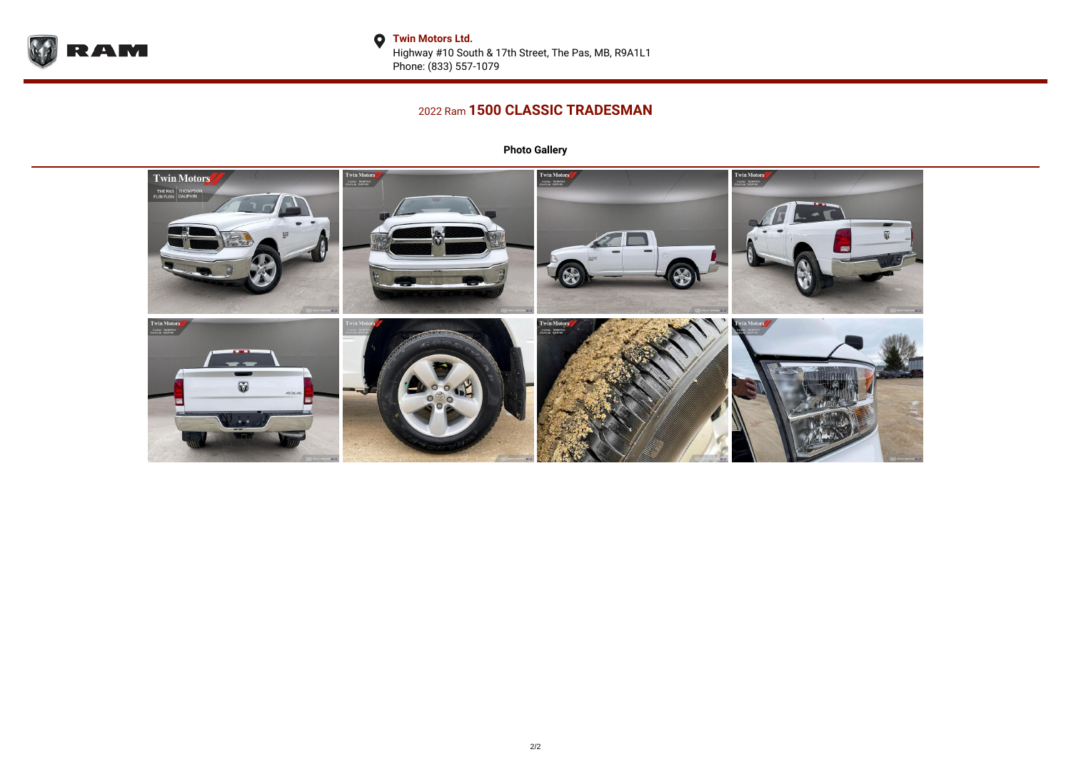**Twin Motors Ltd.**
Highway #10 South & 17th Street, The Pas, MB, R9A1L1
Phone: (833) 557-1079

## 2022 Ram **1500 CLASSIC TRADESMAN**

**Photo Gallery**